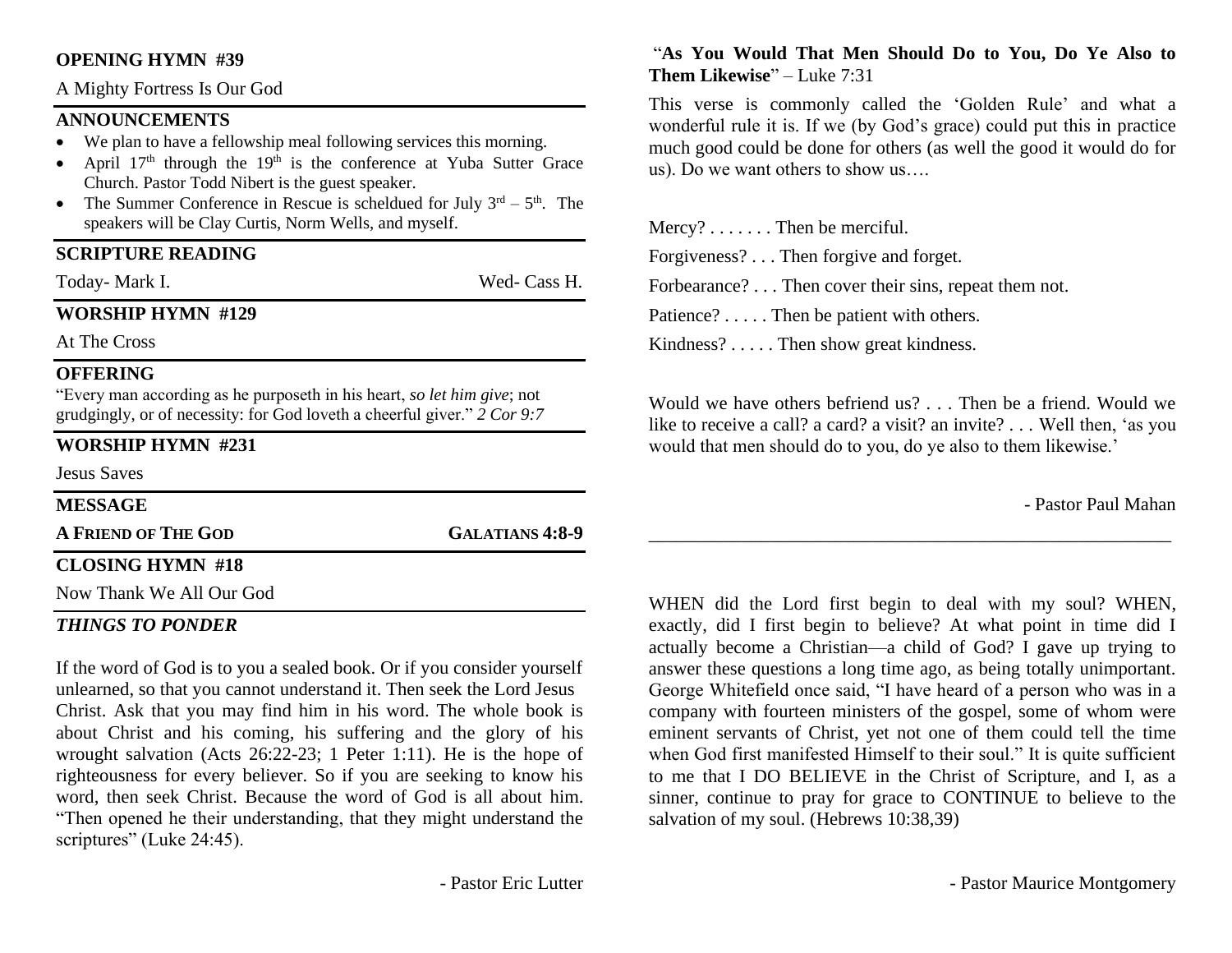## OPENING HYMN #39

A Mighty Fortress Is Our God

## ANNOUNCEMENTS

- We plan to have a fellowship meal following services this morning.
- April 17th through the 19th is the conference at Yuba Sutter Grace Church. Pastor Todd Nibert is the guest speaker.
- The Summer Conference in Rescue is scheldued for July 3rd – 5th. The speakers will be Clay Curtis, Norm Wells, and myself.

## SCRIPTURE READING

Today- Mark I. Wed- Cass H.

## WORSHIP HYMN #129

At The Cross

## OFFERING

"Every man according as he purposeth in his heart, *so let him give*; not grudgingly, or of necessity: for God loveth a cheerful giver." *2 Cor 9:7*

## WORSHIP HYMN #231

Jesus Saves

## MESSAGE

**A FRIEND OF THE GOD** **GALATIANS 4:8-9**

## CLOSING HYMN #18

Now Thank We All Our God

## *THINGS TO PONDER*

If the word of God is to you a sealed book. Or if you consider yourself unlearned, so that you cannot understand it. Then seek the Lord Jesus Christ. Ask that you may find him in his word. The whole book is about Christ and his coming, his suffering and the glory of his wrought salvation (Acts 26:22-23; 1 Peter 1:11). He is the hope of righteousness for every believer. So if you are seeking to know his word, then seek Christ. Because the word of God is all about him. "Then opened he their understanding, that they might understand the scriptures" (Luke 24:45).

- Pastor Eric Lutter

"**As You Would That Men Should Do to You, Do Ye Also to Them Likewise**" – Luke 7:31

This verse is commonly called the 'Golden Rule' and what a wonderful rule it is. If we (by God's grace) could put this in practice much good could be done for others (as well the good it would do for us). Do we want others to show us….

Mercy? . . . . . . . Then be merciful.

Forgiveness? . . . Then forgive and forget.

Forbearance? . . . Then cover their sins, repeat them not.

Patience? . . . . . Then be patient with others.

Kindness? . . . . . Then show great kindness.

Would we have others befriend us? . . . Then be a friend. Would we like to receive a call? a card? a visit? an invite? . . . Well then, 'as you would that men should do to you, do ye also to them likewise.'

- Pastor Paul Mahan

---

WHEN did the Lord first begin to deal with my soul? WHEN, exactly, did I first begin to believe? At what point in time did I actually become a Christian—a child of God? I gave up trying to answer these questions a long time ago, as being totally unimportant. George Whitefield once said, "I have heard of a person who was in a company with fourteen ministers of the gospel, some of whom were eminent servants of Christ, yet not one of them could tell the time when God first manifested Himself to their soul." It is quite sufficient to me that I DO BELIEVE in the Christ of Scripture, and I, as a sinner, continue to pray for grace to CONTINUE to believe to the salvation of my soul. (Hebrews 10:38,39)

- Pastor Maurice Montgomery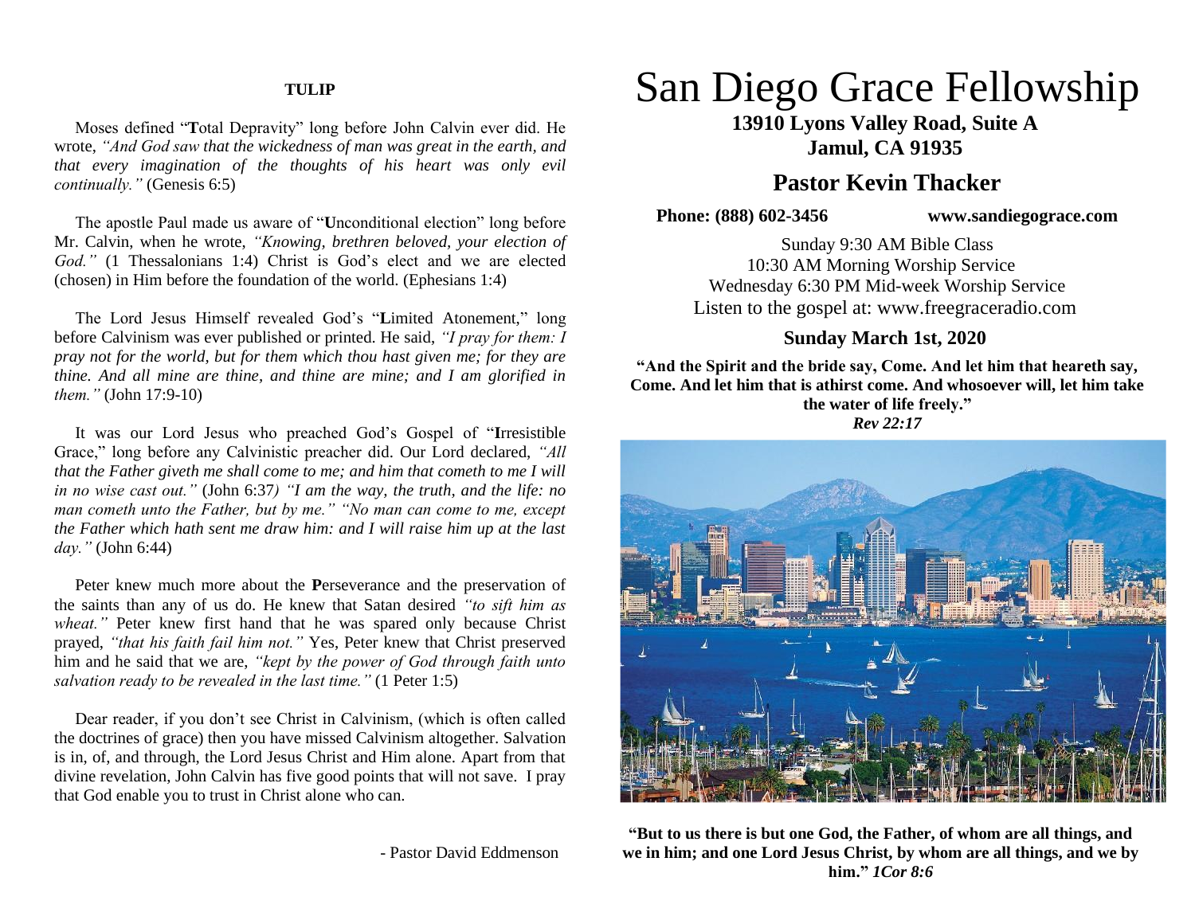## TULIP

Moses defined "**T**otal Depravity" long before John Calvin ever did. He wrote, *"And God saw that the wickedness of man was great in the earth, and that every imagination of the thoughts of his heart was only evil continually."* (Genesis 6:5)

The apostle Paul made us aware of "**U**nconditional election" long before Mr. Calvin, when he wrote, *"Knowing, brethren beloved, your election of God."* (1 Thessalonians 1:4) Christ is God's elect and we are elected (chosen) in Him before the foundation of the world. (Ephesians 1:4)

The Lord Jesus Himself revealed God's "**L**imited Atonement," long before Calvinism was ever published or printed. He said, *"I pray for them: I pray not for the world, but for them which thou hast given me; for they are thine. And all mine are thine, and thine are mine; and I am glorified in them."* (John 17:9-10)

It was our Lord Jesus who preached God's Gospel of "**I**rresistible Grace," long before any Calvinistic preacher did. Our Lord declared, *"All that the Father giveth me shall come to me; and him that cometh to me I will in no wise cast out."* (John 6:37*) "I am the way, the truth, and the life: no man cometh unto the Father, but by me." "No man can come to me, except the Father which hath sent me draw him: and I will raise him up at the last day."* (John 6:44)

Peter knew much more about the **P**erseverance and the preservation of the saints than any of us do. He knew that Satan desired *"to sift him as wheat."* Peter knew first hand that he was spared only because Christ prayed, *"that his faith fail him not."* Yes, Peter knew that Christ preserved him and he said that we are, *"kept by the power of God through faith unto salvation ready to be revealed in the last time."* (1 Peter 1:5)

Dear reader, if you don't see Christ in Calvinism, (which is often called the doctrines of grace) then you have missed Calvinism altogether. Salvation is in, of, and through, the Lord Jesus Christ and Him alone. Apart from that divine revelation, John Calvin has five good points that will not save. I pray that God enable you to trust in Christ alone who can.

- Pastor David Eddmenson

# San Diego Grace Fellowship

**13910 Lyons Valley Road, Suite A**
**Jamul, CA 91935**

## Pastor Kevin Thacker

**Phone: (888) 602-3456** **www.sandiegograce.com**

Sunday 9:30 AM Bible Class
10:30 AM Morning Worship Service
Wednesday 6:30 PM Mid-week Worship Service
Listen to the gospel at: www.freegraceradio.com

### Sunday March 1st, 2020

**"And the Spirit and the bride say, Come. And let him that heareth say, Come. And let him that is athirst come. And whosoever will, let him take the water of life freely."**
***Rev 22:17***

**"But to us there is but one God, the Father, of whom are all things, and we in him; and one Lord Jesus Christ, by whom are all things, and we by him."** ***1Cor 8:6***